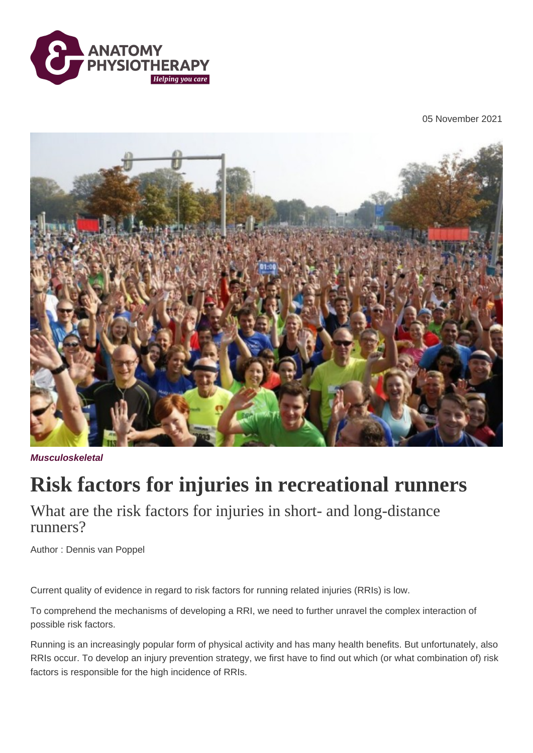05 November 2021

Musculoskeletal

# Risk factors for injuries in recreational runners

## What are the risk factors for injuries in short- and long-distance runners?

Author : Dennis van Poppel

Current quality of evidence in regard to risk factors for running related injuries (RRIs) is low.

To comprehend the mechanisms of developing a RRI, we need to further unravel the complex interaction of possible risk factors.

Running is an increasingly popular form of physical activity and has many health benefits. But unfortunately, also RRIs occur. To develop an injury prevention strategy, we first have to find out which (or what combination of) risk factors is responsible for the high incidence of RRIs.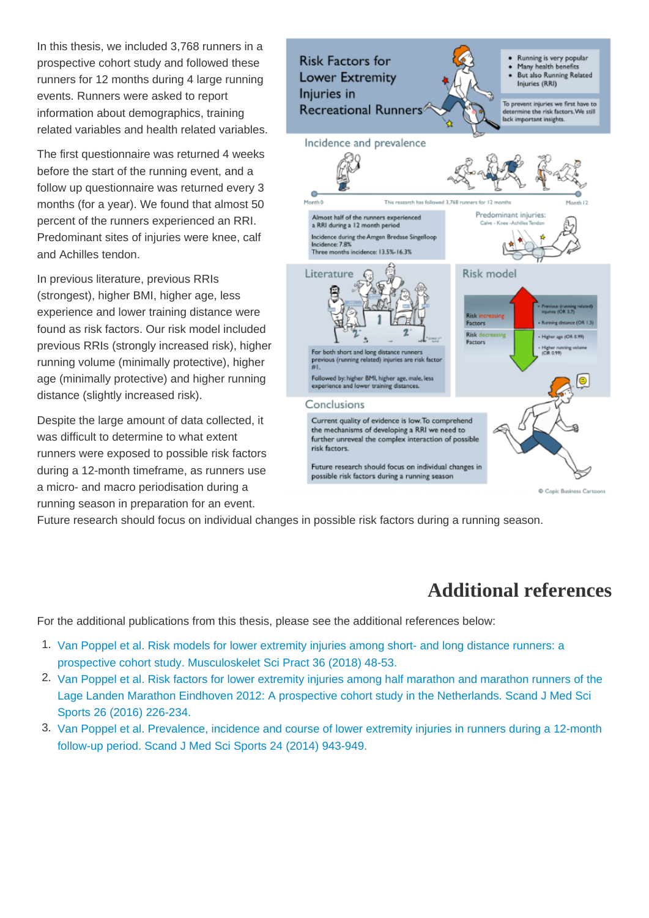In this thesis, we included 3,768 runners in a prospective cohort study and followed these runners for 12 months during 4 large running events. Runners were asked to report information about demographics, training related variables and health related variables.

The first questionnaire was returned 4 weeks before the start of the running event, and a follow up questionnaire was returned every 3 months (for a year). We found that almost 50 percent of the runners experienced an RRI. Predominant sites of injuries were knee, calf and Achilles tendon.

In previous literature, previous RRIs (strongest), higher BMI, higher age, less experience and lower training distance were found as risk factors. Our risk model included previous RRIs (strongly increased risk), higher running volume (minimally protective), higher age (minimally protective) and higher running distance (slightly increased risk).

Despite the large amount of data collected, it was difficult to determine to what extent runners were exposed to possible risk factors during a 12-month timeframe, as runners use a micro- and macro periodisation during a running season in preparation for an event. Future research should focus on individual changes in possible risk factors during a running season.

## Additional references

For the additional publications from this thesis, please see the additional references below:

1. Van Poppel et al. Risk models for lower extremity injuries among short- and long distance runners: a prospective cohort study. Musculoskelet Sci Pract 36 (2018) 48-53.
2. Van Poppel et al. Risk factors for lower extremity injuries among half marathon and marathon runners of the Lage Landen Marathon Eindhoven 2012: A prospective cohort study in the Netherlands. Scand J Med Sci Sports 26 (2016) 226-234.
3. Van Poppel et al. Prevalence, incidence and course of lower extremity injuries in runners during a 12-month follow-up period. Scand J Med Sci Sports 24 (2014) 943-949.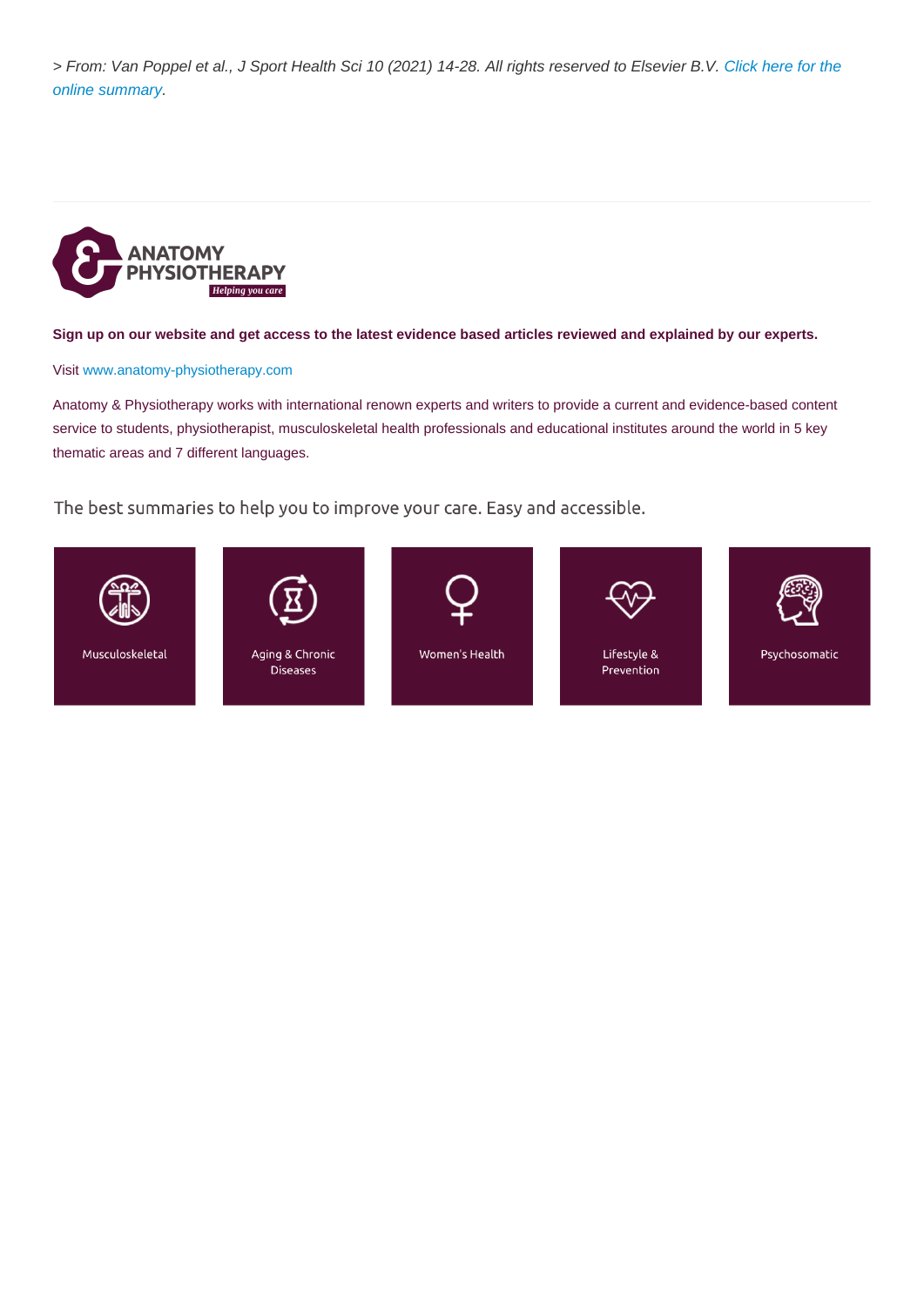> From: Van Poppel et al., J Sport Health Sci 10 (2021) 14-28. All rights reserved to Elsevier B.V. Click here for the online summary.

ANATOMY PHYSIOTHERAPY

Helping you care

**Sign up on our website and get access to the latest evidence based articles reviewed and explained by our experts.**

Visit www.anatomy-physiotherapy.com

Anatomy & Physiotherapy works with international renown experts and writers to provide a current and evidence-based content service to students, physiotherapist, musculoskeletal health professionals and educational institutes around the world in 5 key thematic areas and 7 different languages.

The best summaries to help you to improve your care. Easy and accessible.

Musculoskeletal

Aging & Chronic Diseases

Women's Health

Lifestyle & Prevention

Psychosomatic